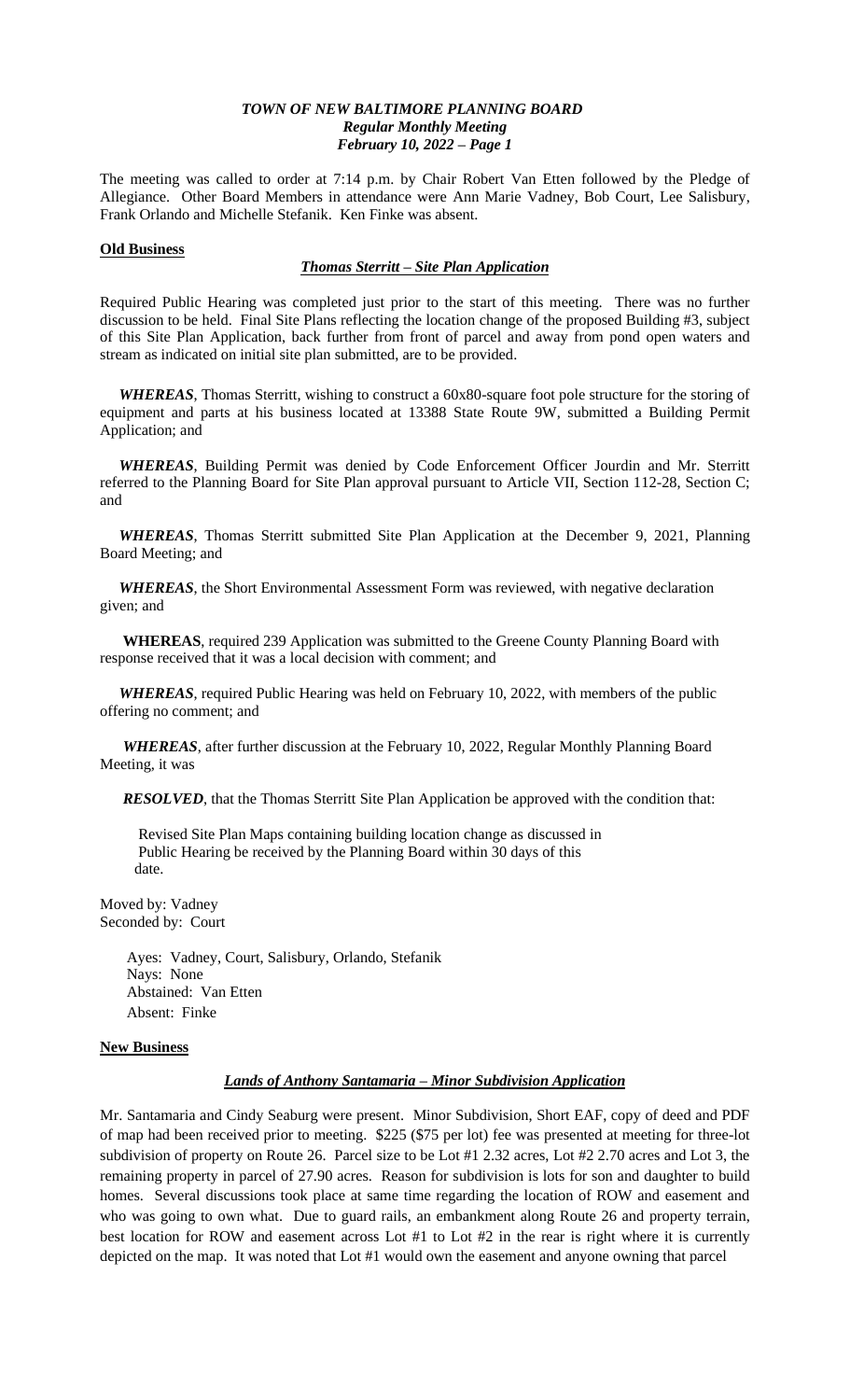***TOWN OF NEW BALTIMORE PLANNING BOARD***
***Regular Monthly Meeting***
***February 10, 2022 – Page 1***

The meeting was called to order at 7:14 p.m. by Chair Robert Van Etten followed by the Pledge of Allegiance. Other Board Members in attendance were Ann Marie Vadney, Bob Court, Lee Salisbury, Frank Orlando and Michelle Stefanik. Ken Finke was absent.

**Old Business**

***Thomas Sterritt – Site Plan Application***

Required Public Hearing was completed just prior to the start of this meeting. There was no further discussion to be held. Final Site Plans reflecting the location change of the proposed Building #3, subject of this Site Plan Application, back further from front of parcel and away from pond open waters and stream as indicated on initial site plan submitted, are to be provided.

***WHEREAS***, Thomas Sterritt, wishing to construct a 60x80-square foot pole structure for the storing of equipment and parts at his business located at 13388 State Route 9W, submitted a Building Permit Application; and

***WHEREAS***, Building Permit was denied by Code Enforcement Officer Jourdin and Mr. Sterritt referred to the Planning Board for Site Plan approval pursuant to Article VII, Section 112-28, Section C; and

***WHEREAS***, Thomas Sterritt submitted Site Plan Application at the December 9, 2021, Planning Board Meeting; and

***WHEREAS***, the Short Environmental Assessment Form was reviewed, with negative declaration given; and

**WHEREAS**, required 239 Application was submitted to the Greene County Planning Board with response received that it was a local decision with comment; and

***WHEREAS***, required Public Hearing was held on February 10, 2022, with members of the public offering no comment; and

***WHEREAS***, after further discussion at the February 10, 2022, Regular Monthly Planning Board Meeting, it was

***RESOLVED***, that the Thomas Sterritt Site Plan Application be approved with the condition that:

Revised Site Plan Maps containing building location change as discussed in Public Hearing be received by the Planning Board within 30 days of this date.

Moved by: Vadney
Seconded by: Court

Ayes: Vadney, Court, Salisbury, Orlando, Stefanik
Nays: None
Abstained: Van Etten
Absent: Finke

**New Business**

***Lands of Anthony Santamaria – Minor Subdivision Application***

Mr. Santamaria and Cindy Seaburg were present. Minor Subdivision, Short EAF, copy of deed and PDF of map had been received prior to meeting. $225 ($75 per lot) fee was presented at meeting for three-lot subdivision of property on Route 26. Parcel size to be Lot #1 2.32 acres, Lot #2 2.70 acres and Lot 3, the remaining property in parcel of 27.90 acres. Reason for subdivision is lots for son and daughter to build homes. Several discussions took place at same time regarding the location of ROW and easement and who was going to own what. Due to guard rails, an embankment along Route 26 and property terrain, best location for ROW and easement across Lot #1 to Lot #2 in the rear is right where it is currently depicted on the map. It was noted that Lot #1 would own the easement and anyone owning that parcel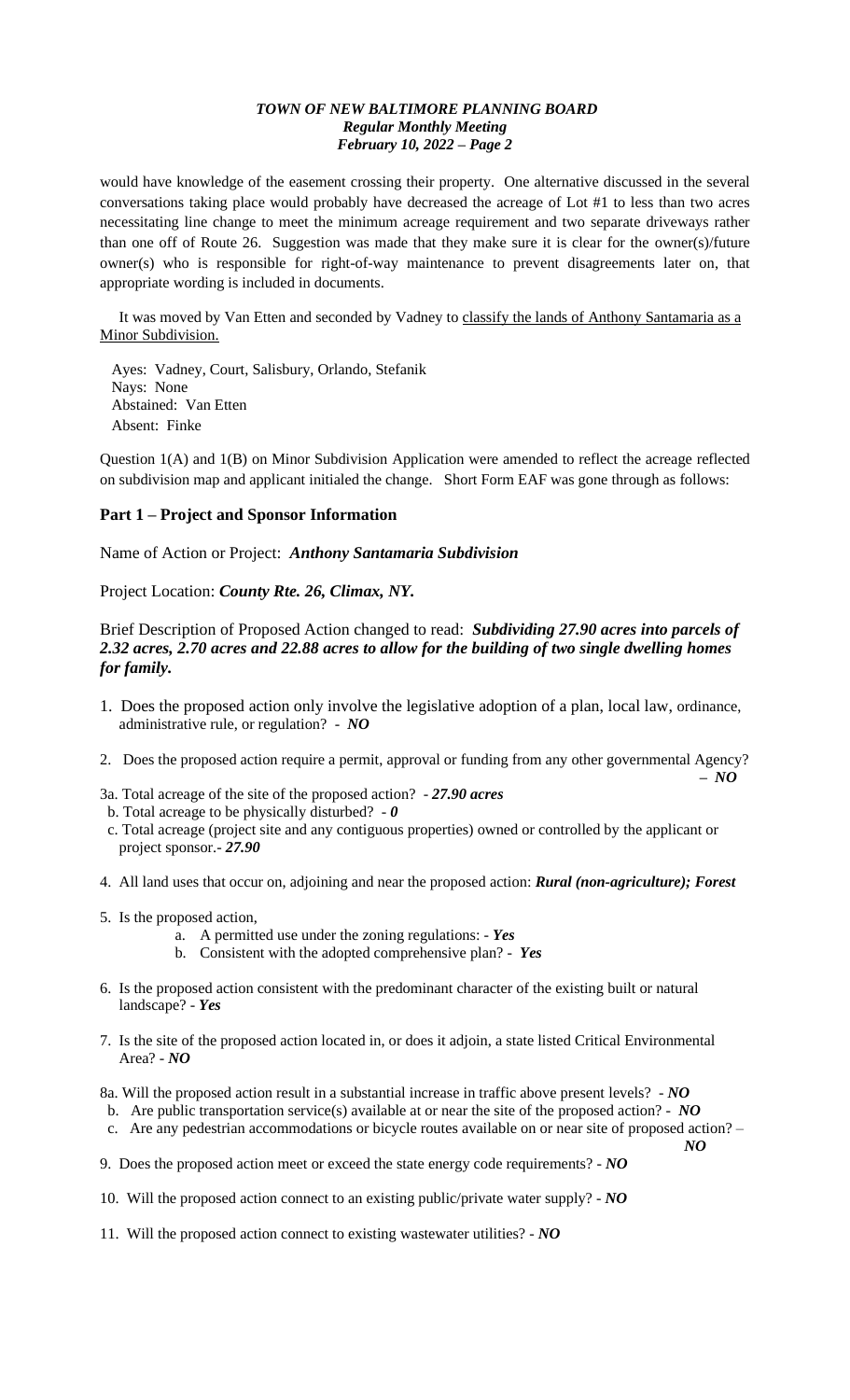would have knowledge of the easement crossing their property. One alternative discussed in the several conversations taking place would probably have decreased the acreage of Lot #1 to less than two acres necessitating line change to meet the minimum acreage requirement and two separate driveways rather than one off of Route 26. Suggestion was made that they make sure it is clear for the owner(s)/future owner(s) who is responsible for right-of-way maintenance to prevent disagreements later on, that appropriate wording is included in documents.

It was moved by Van Etten and seconded by Vadney to classify the lands of Anthony Santamaria as a Minor Subdivision.

Ayes: Vadney, Court, Salisbury, Orlando, Stefanik
Nays: None
Abstained: Van Etten
Absent: Finke

Question 1(A) and 1(B) on Minor Subdivision Application were amended to reflect the acreage reflected on subdivision map and applicant initialed the change. Short Form EAF was gone through as follows:

## Part 1 – Project and Sponsor Information

Name of Action or Project: ***Anthony Santamaria Subdivision***

Project Location: ***County Rte. 26, Climax, NY.***

Brief Description of Proposed Action changed to read: ***Subdividing 27.90 acres into parcels of 2.32 acres, 2.70 acres and 22.88 acres to allow for the building of two single dwelling homes for family.***

1. Does the proposed action only involve the legislative adoption of a plan, local law, ordinance, administrative rule, or regulation? - ***NO***

2. Does the proposed action require a permit, approval or funding from any other governmental Agency? – ***NO***

3a. Total acreage of the site of the proposed action? - ***27.90 acres***
 b. Total acreage to be physically disturbed? - ***0***
 c. Total acreage (project site and any contiguous properties) owned or controlled by the applicant or project sponsor.- ***27.90***

4. All land uses that occur on, adjoining and near the proposed action: ***Rural (non-agriculture); Forest***

5. Is the proposed action,
   a. A permitted use under the zoning regulations: - ***Yes***
   b. Consistent with the adopted comprehensive plan? - ***Yes***

6. Is the proposed action consistent with the predominant character of the existing built or natural landscape? - ***Yes***

7. Is the site of the proposed action located in, or does it adjoin, a state listed Critical Environmental Area? - ***NO***

8a. Will the proposed action result in a substantial increase in traffic above present levels? - ***NO***
 b. Are public transportation service(s) available at or near the site of the proposed action? - ***NO***
 c. Are any pedestrian accommodations or bicycle routes available on or near site of proposed action? – ***NO***

9. Does the proposed action meet or exceed the state energy code requirements? - ***NO***

10. Will the proposed action connect to an existing public/private water supply? - ***NO***

11. Will the proposed action connect to existing wastewater utilities? - ***NO***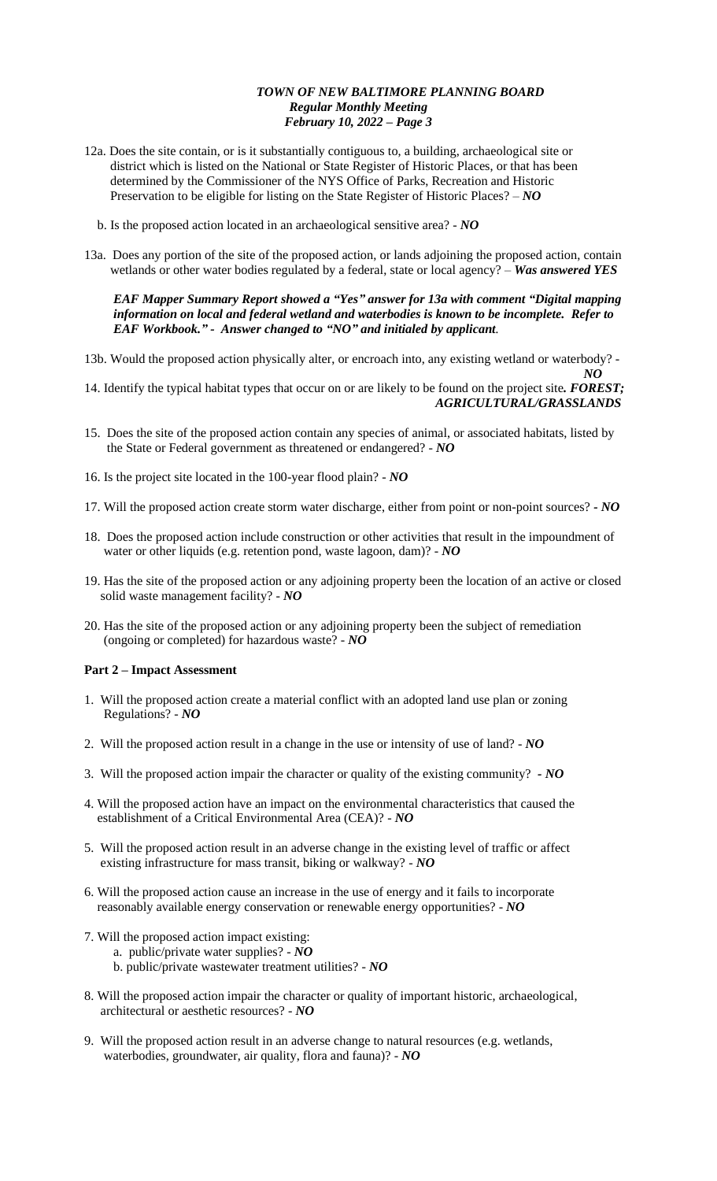12a. Does the site contain, or is it substantially contiguous to, a building, archaeological site or district which is listed on the National or State Register of Historic Places, or that has been determined by the Commissioner of the NYS Office of Parks, Recreation and Historic Preservation to be eligible for listing on the State Register of Historic Places? – ***NO***

b. Is the proposed action located in an archaeological sensitive area? - ***NO***

13a. Does any portion of the site of the proposed action, or lands adjoining the proposed action, contain wetlands or other water bodies regulated by a federal, state or local agency? – ***Was answered YES***

***EAF Mapper Summary Report showed a "Yes" answer for 13a with comment "Digital mapping information on local and federal wetland and waterbodies is known to be incomplete. Refer to EAF Workbook." - Answer changed to "NO" and initialed by applicant.***

13b. Would the proposed action physically alter, or encroach into, any existing wetland or waterbody? - ***NO***

14. Identify the typical habitat types that occur on or are likely to be found on the project site. ***FOREST; AGRICULTURAL/GRASSLANDS***

15. Does the site of the proposed action contain any species of animal, or associated habitats, listed by the State or Federal government as threatened or endangered? - ***NO***

16. Is the project site located in the 100-year flood plain? - ***NO***

17. Will the proposed action create storm water discharge, either from point or non-point sources? - ***NO***

18. Does the proposed action include construction or other activities that result in the impoundment of water or other liquids (e.g. retention pond, waste lagoon, dam)? - ***NO***

19. Has the site of the proposed action or any adjoining property been the location of an active or closed solid waste management facility? - ***NO***

20. Has the site of the proposed action or any adjoining property been the subject of remediation (ongoing or completed) for hazardous waste? - ***NO***

**Part 2 – Impact Assessment**

1. Will the proposed action create a material conflict with an adopted land use plan or zoning Regulations? - ***NO***

2. Will the proposed action result in a change in the use or intensity of use of land? - ***NO***

3. Will the proposed action impair the character or quality of the existing community? - ***NO***

4. Will the proposed action have an impact on the environmental characteristics that caused the establishment of a Critical Environmental Area (CEA)? - ***NO***

5. Will the proposed action result in an adverse change in the existing level of traffic or affect existing infrastructure for mass transit, biking or walkway? - ***NO***

6. Will the proposed action cause an increase in the use of energy and it fails to incorporate reasonably available energy conservation or renewable energy opportunities? - ***NO***

7. Will the proposed action impact existing:
   a. public/private water supplies? - ***NO***
   b. public/private wastewater treatment utilities? - ***NO***

8. Will the proposed action impair the character or quality of important historic, archaeological, architectural or aesthetic resources? - ***NO***

9. Will the proposed action result in an adverse change to natural resources (e.g. wetlands, waterbodies, groundwater, air quality, flora and fauna)? - ***NO***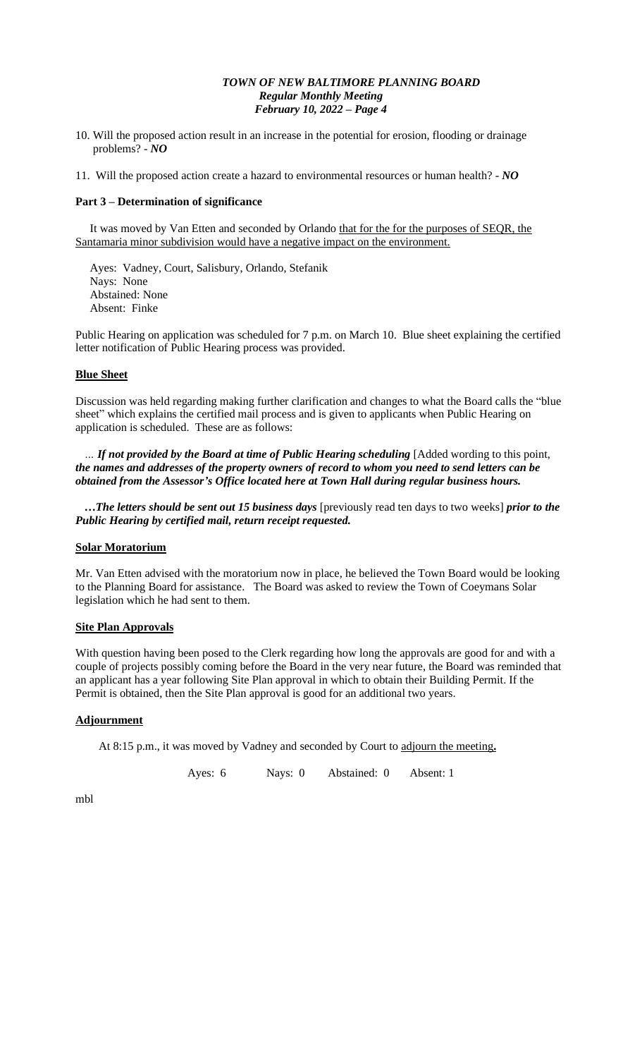10. Will the proposed action result in an increase in the potential for erosion, flooding or drainage problems? - ***NO***

11. Will the proposed action create a hazard to environmental resources or human health? - ***NO***

**Part 3 – Determination of significance**

It was moved by Van Etten and seconded by Orlando that for the for the purposes of SEQR, the Santamaria minor subdivision would have a negative impact on the environment.

Ayes: Vadney, Court, Salisbury, Orlando, Stefanik
Nays: None
Abstained: None
Absent: Finke

Public Hearing on application was scheduled for 7 p.m. on March 10. Blue sheet explaining the certified letter notification of Public Hearing process was provided.

**Blue Sheet**

Discussion was held regarding making further clarification and changes to what the Board calls the "blue sheet" which explains the certified mail process and is given to applicants when Public Hearing on application is scheduled. These are as follows:

... ***If not provided by the Board at time of Public Hearing scheduling*** [Added wording to this point, ***the names and addresses of the property owners of record to whom you need to send letters can be obtained from the Assessor's Office located here at Town Hall during regular business hours.***

***…The letters should be sent out 15 business days*** [previously read ten days to two weeks] ***prior to the Public Hearing by certified mail, return receipt requested.***

**Solar Moratorium**

Mr. Van Etten advised with the moratorium now in place, he believed the Town Board would be looking to the Planning Board for assistance. The Board was asked to review the Town of Coeymans Solar legislation which he had sent to them.

**Site Plan Approvals**

With question having been posed to the Clerk regarding how long the approvals are good for and with a couple of projects possibly coming before the Board in the very near future, the Board was reminded that an applicant has a year following Site Plan approval in which to obtain their Building Permit. If the Permit is obtained, then the Site Plan approval is good for an additional two years.

**Adjournment**

At 8:15 p.m., it was moved by Vadney and seconded by Court to adjourn the meeting**.**

Ayes: 6 Nays: 0 Abstained: 0 Absent: 1

mbl